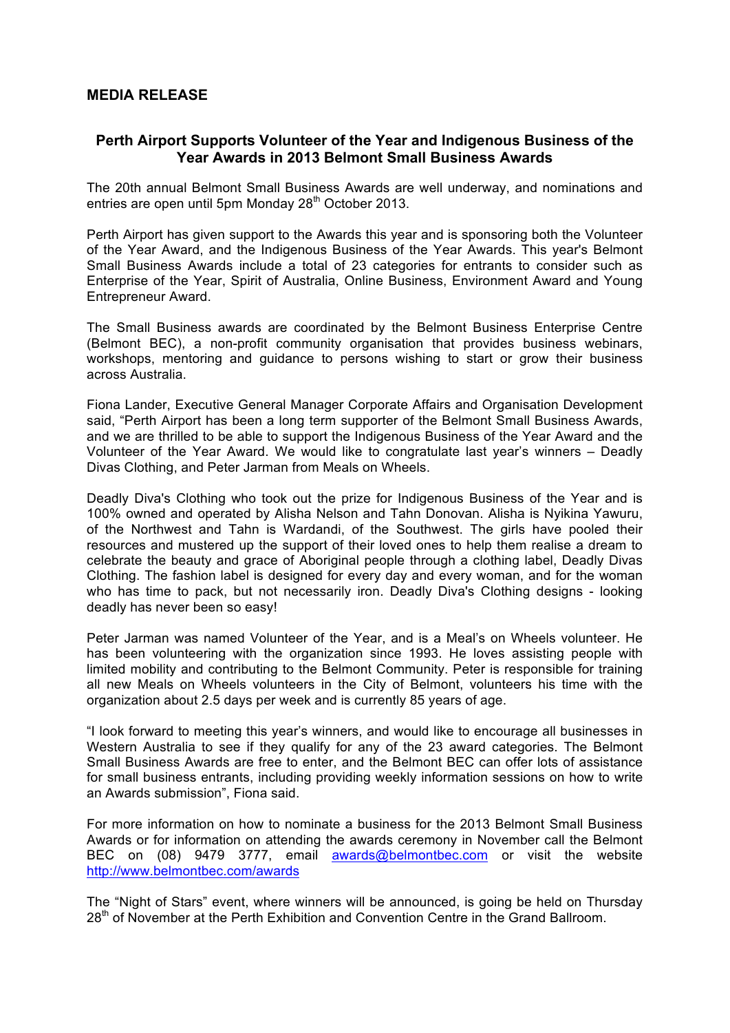## MEDIA RELEASE

### Perth Airport Supports Volunteer of the Year and Indigenous Business of the Year Awards in 2013 Belmont Small Business Awards

The 20th annual Belmont Small Business Awards are well underway, and nominations and entries are open until 5pm Monday 28th October 2013.

Perth Airport has given support to the Awards this year and is sponsoring both the Volunteer of the Year Award, and the Indigenous Business of the Year Awards. This year's Belmont Small Business Awards include a total of 23 categories for entrants to consider such as Enterprise of the Year, Spirit of Australia, Online Business, Environment Award and Young Entrepreneur Award.

The Small Business awards are coordinated by the Belmont Business Enterprise Centre (Belmont BEC), a non-profit community organisation that provides business webinars, workshops, mentoring and guidance to persons wishing to start or grow their business across Australia.

Fiona Lander, Executive General Manager Corporate Affairs and Organisation Development said, "Perth Airport has been a long term supporter of the Belmont Small Business Awards, and we are thrilled to be able to support the Indigenous Business of the Year Award and the Volunteer of the Year Award. We would like to congratulate last year's winners – Deadly Divas Clothing, and Peter Jarman from Meals on Wheels.

Deadly Diva's Clothing who took out the prize for Indigenous Business of the Year and is 100% owned and operated by Alisha Nelson and Tahn Donovan. Alisha is Nyikina Yawuru, of the Northwest and Tahn is Wardandi, of the Southwest. The girls have pooled their resources and mustered up the support of their loved ones to help them realise a dream to celebrate the beauty and grace of Aboriginal people through a clothing label, Deadly Divas Clothing. The fashion label is designed for every day and every woman, and for the woman who has time to pack, but not necessarily iron. Deadly Diva's Clothing designs - looking deadly has never been so easy!

Peter Jarman was named Volunteer of the Year, and is a Meal's on Wheels volunteer. He has been volunteering with the organization since 1993. He loves assisting people with limited mobility and contributing to the Belmont Community. Peter is responsible for training all new Meals on Wheels volunteers in the City of Belmont, volunteers his time with the organization about 2.5 days per week and is currently 85 years of age.

"I look forward to meeting this year's winners, and would like to encourage all businesses in Western Australia to see if they qualify for any of the 23 award categories. The Belmont Small Business Awards are free to enter, and the Belmont BEC can offer lots of assistance for small business entrants, including providing weekly information sessions on how to write an Awards submission", Fiona said.

For more information on how to nominate a business for the 2013 Belmont Small Business Awards or for information on attending the awards ceremony in November call the Belmont BEC on (08) 9479 3777, email awards@belmontbec.com or visit the website http://www.belmontbec.com/awards

The "Night of Stars" event, where winners will be announced, is going be held on Thursday 28th of November at the Perth Exhibition and Convention Centre in the Grand Ballroom.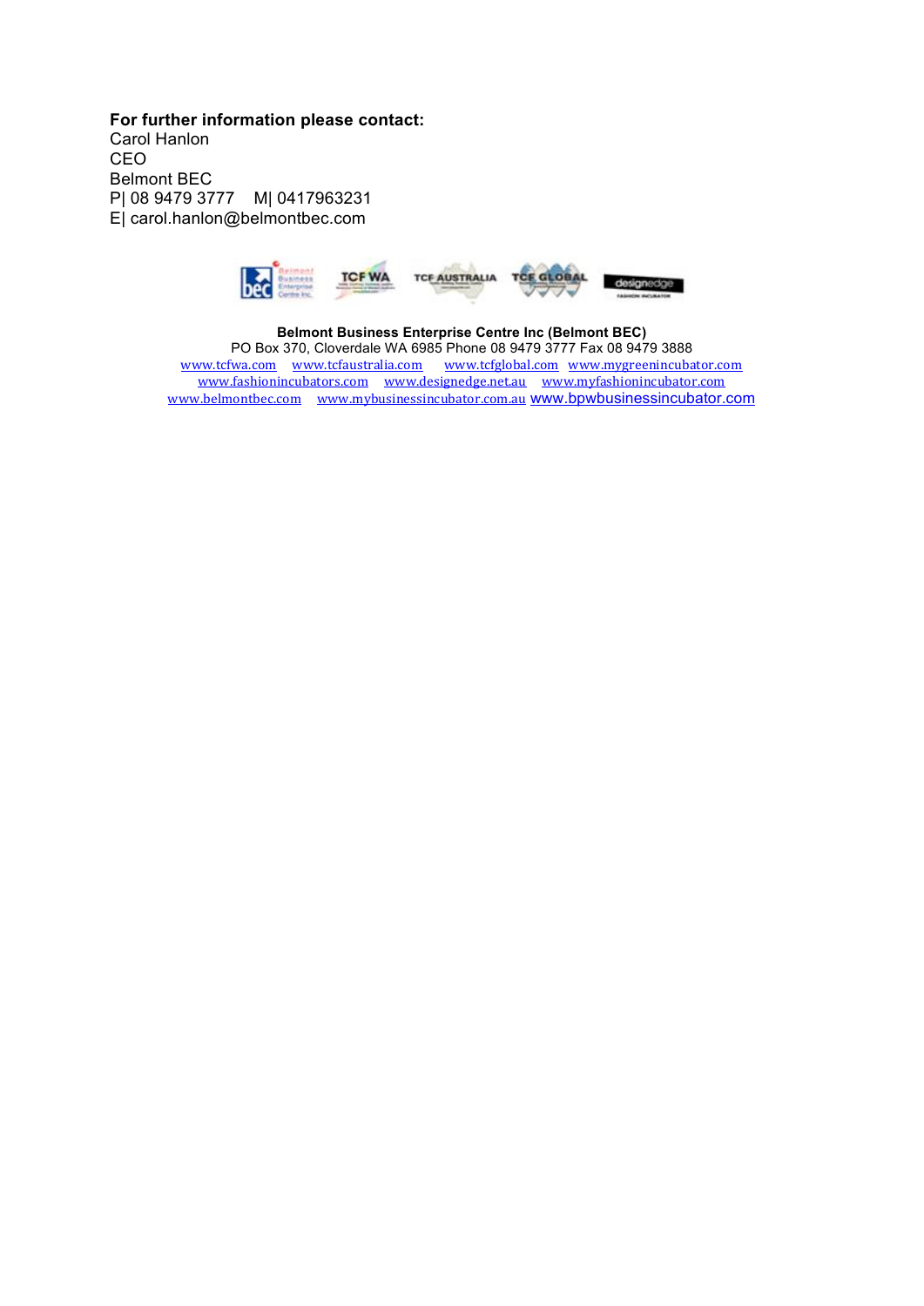**For further information please contact:**
Carol Hanlon
CEO
Belmont BEC
P| 08 9479 3777 M| 0417963231
E| carol.hanlon@belmontbec.com

**Belmont Business Enterprise Centre Inc (Belmont BEC)**
PO Box 370, Cloverdale WA 6985 Phone 08 9479 3777 Fax 08 9479 3888
www.tcfwa.com www.tcfaustralia.com www.tcfglobal.com www.mygreenincubator.com
www.fashionincubators.com www.designedge.net.au www.myfashionincubator.com
www.belmontbec.com www.mybusinessincubator.com.au www.bpwbusinessincubator.com